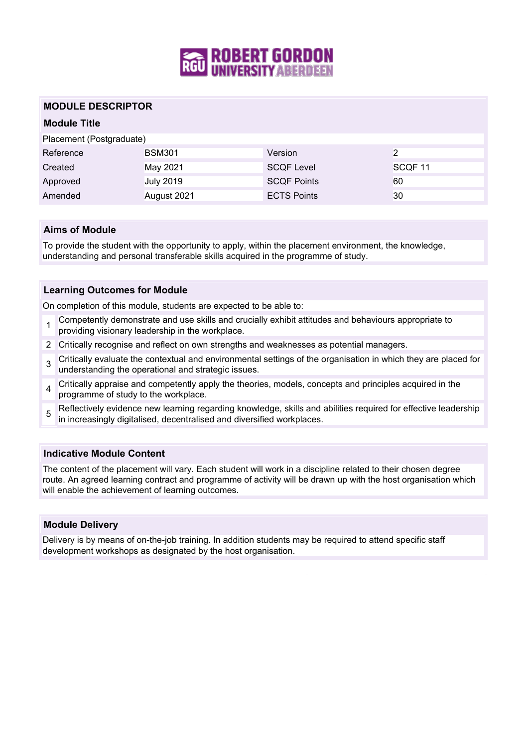## MODULE DESCRIPTOR

### Module Title

Placement (Postgraduate)

| Reference | BSM301 | Version | 2 |
|---|---|---|---|
| Created | May 2021 | SCQF Level | SCQF 11 |
| Approved | July 2019 | SCQF Points | 60 |
| Amended | August 2021 | ECTS Points | 30 |

### Aims of Module

To provide the student with the opportunity to apply, within the placement environment, the knowledge, understanding and personal transferable skills acquired in the programme of study.

### Learning Outcomes for Module

On completion of this module, students are expected to be able to:

1. Competently demonstrate and use skills and crucially exhibit attitudes and behaviours appropriate to providing visionary leadership in the workplace.
2. Critically recognise and reflect on own strengths and weaknesses as potential managers.
3. Critically evaluate the contextual and environmental settings of the organisation in which they are placed for understanding the operational and strategic issues.
4. Critically appraise and competently apply the theories, models, concepts and principles acquired in the programme of study to the workplace.
5. Reflectively evidence new learning regarding knowledge, skills and abilities required for effective leadership in increasingly digitalised, decentralised and diversified workplaces.

### Indicative Module Content

The content of the placement will vary. Each student will work in a discipline related to their chosen degree route. An agreed learning contract and programme of activity will be drawn up with the host organisation which will enable the achievement of learning outcomes.

### Module Delivery

Delivery is by means of on-the-job training. In addition students may be required to attend specific staff development workshops as designated by the host organisation.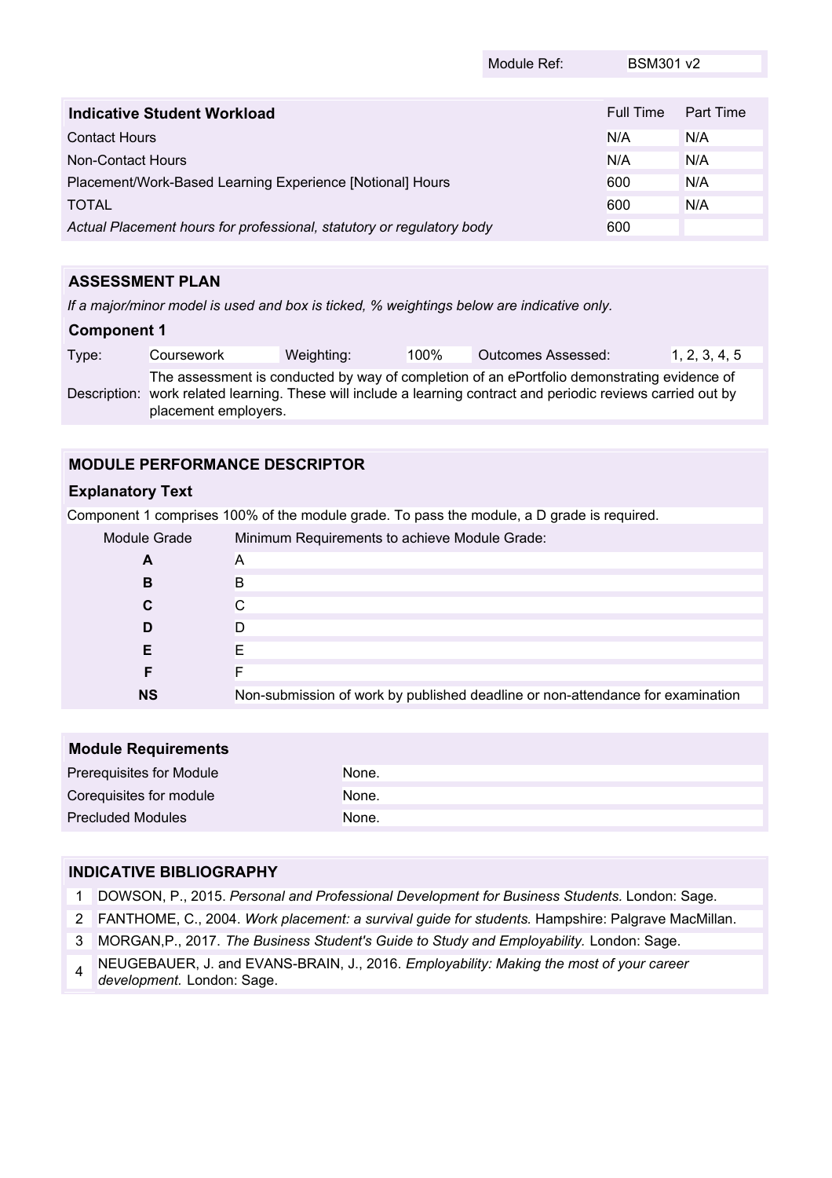| Module Ref: | BSM301 v2 |
|---|---|

| Indicative Student Workload | Full Time | Part Time |
|---|---|---|
| Contact Hours | N/A | N/A |
| Non-Contact Hours | N/A | N/A |
| Placement/Work-Based Learning Experience [Notional] Hours | 600 | N/A |
| TOTAL | 600 | N/A |
| *Actual Placement hours for professional, statutory or regulatory body* | 600 | |

## ASSESSMENT PLAN

*If a major/minor model is used and box is ticked, % weightings below are indicative only.*

### Component 1

| | | | | | |
|---|---|---|---|---|---|
| Type: | Coursework | Weighting: | 100% | Outcomes Assessed: | 1, 2, 3, 4, 5 |
| Description: | The assessment is conducted by way of completion of an ePortfolio demonstrating evidence of work related learning. These will include a learning contract and periodic reviews carried out by placement employers. | | | | |

## MODULE PERFORMANCE DESCRIPTOR

### Explanatory Text

Component 1 comprises 100% of the module grade. To pass the module, a D grade is required.

| Module Grade | Minimum Requirements to achieve Module Grade: |
|---|---|
| **A** | A |
| **B** | B |
| **C** | C |
| **D** | D |
| **E** | E |
| **F** | F |
| **NS** | Non-submission of work by published deadline or non-attendance for examination |

## Module Requirements

| | |
|---|---|
| Prerequisites for Module | None. |
| Corequisites for module | None. |
| Precluded Modules | None. |

## INDICATIVE BIBLIOGRAPHY

1. DOWSON, P., 2015. *Personal and Professional Development for Business Students.* London: Sage.
2. FANTHOME, C., 2004. *Work placement: a survival guide for students.* Hampshire: Palgrave MacMillan.
3. MORGAN,P., 2017. *The Business Student's Guide to Study and Employability.* London: Sage.
4. NEUGEBAUER, J. and EVANS-BRAIN, J., 2016. *Employability: Making the most of your career development.* London: Sage.